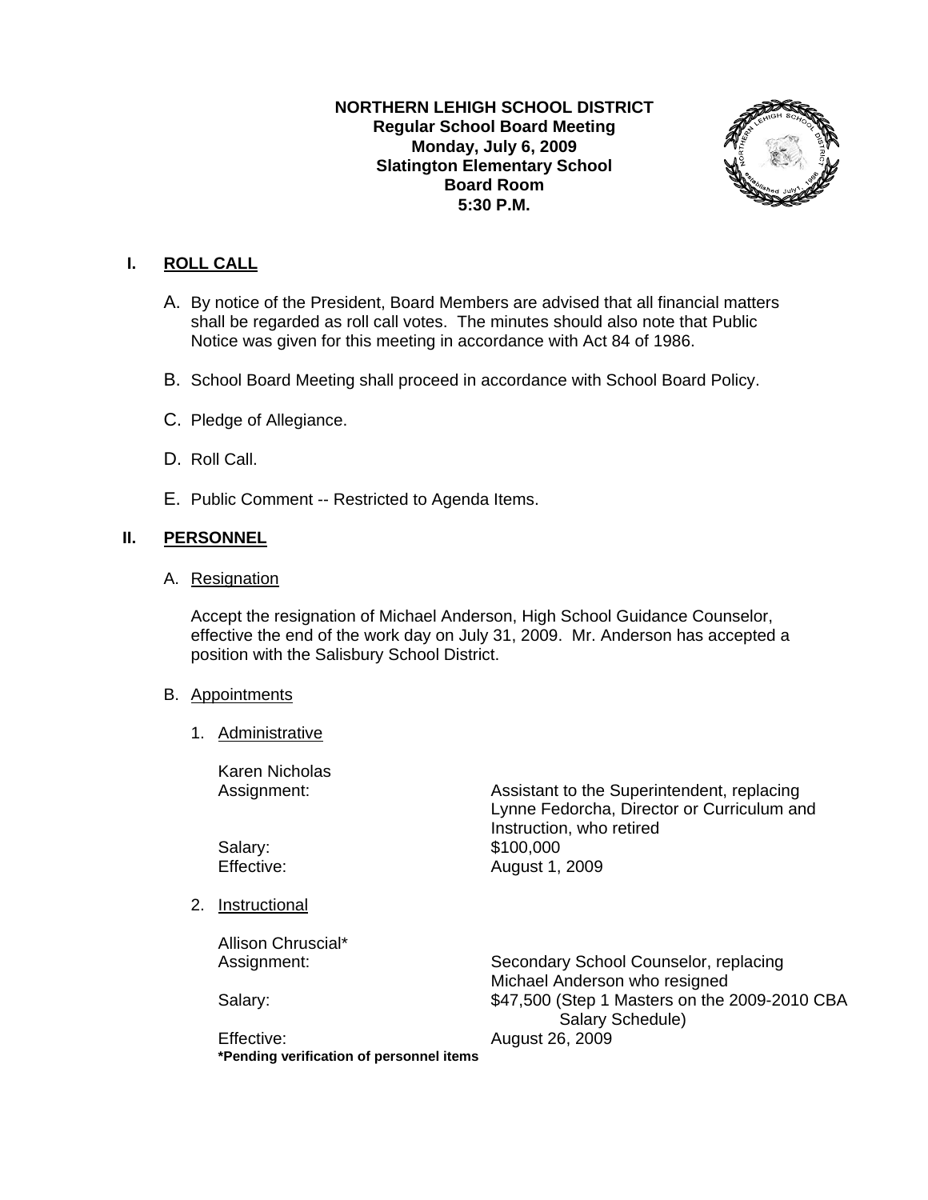**NORTHERN LEHIGH SCHOOL DISTRICT**
**Regular School Board Meeting**
**Monday, July 6, 2009**
**Slatington Elementary School**
**Board Room**
**5:30 P.M.**

## I. ROLL CALL

A. By notice of the President, Board Members are advised that all financial matters shall be regarded as roll call votes. The minutes should also note that Public Notice was given for this meeting in accordance with Act 84 of 1986.

B. School Board Meeting shall proceed in accordance with School Board Policy.

C. Pledge of Allegiance.

D. Roll Call.

E. Public Comment -- Restricted to Agenda Items.

## II. PERSONNEL

A. Resignation

Accept the resignation of Michael Anderson, High School Guidance Counselor, effective the end of the work day on July 31, 2009. Mr. Anderson has accepted a position with the Salisbury School District.

B. Appointments

1. Administrative

Karen Nicholas

| | |
|---|---|
| Assignment: | Assistant to the Superintendent, replacing Lynne Fedorcha, Director or Curriculum and Instruction, who retired |
| Salary: | $100,000 |
| Effective: | August 1, 2009 |

2. Instructional

Allison Chruscial*

| | |
|---|---|
| Assignment: | Secondary School Counselor, replacing Michael Anderson who resigned |
| Salary: | $47,500 (Step 1 Masters on the 2009-2010 CBA Salary Schedule) |
| Effective: | August 26, 2009 |

**\*Pending verification of personnel items**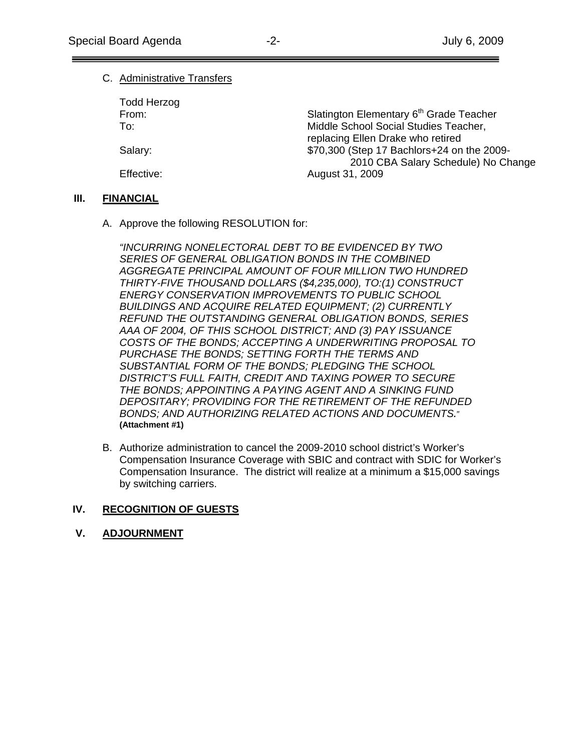C. Administrative Transfers

| | |
|---|---|
| Todd Herzog | |
| From: | Slatington Elementary 6th Grade Teacher |
| To: | Middle School Social Studies Teacher, replacing Ellen Drake who retired |
| Salary: | $70,300 (Step 17 Bachlors+24 on the 2009-2010 CBA Salary Schedule) No Change |
| Effective: | August 31, 2009 |

## III. FINANCIAL

A. Approve the following RESOLUTION for:

*"INCURRING NONELECTORAL DEBT TO BE EVIDENCED BY TWO SERIES OF GENERAL OBLIGATION BONDS IN THE COMBINED AGGREGATE PRINCIPAL AMOUNT OF FOUR MILLION TWO HUNDRED THIRTY-FIVE THOUSAND DOLLARS ($4,235,000), TO:(1) CONSTRUCT ENERGY CONSERVATION IMPROVEMENTS TO PUBLIC SCHOOL BUILDINGS AND ACQUIRE RELATED EQUIPMENT; (2) CURRENTLY REFUND THE OUTSTANDING GENERAL OBLIGATION BONDS, SERIES AAA OF 2004, OF THIS SCHOOL DISTRICT; AND (3) PAY ISSUANCE COSTS OF THE BONDS; ACCEPTING A UNDERWRITING PROPOSAL TO PURCHASE THE BONDS; SETTING FORTH THE TERMS AND SUBSTANTIAL FORM OF THE BONDS; PLEDGING THE SCHOOL DISTRICT'S FULL FAITH, CREDIT AND TAXING POWER TO SECURE THE BONDS; APPOINTING A PAYING AGENT AND A SINKING FUND DEPOSITARY; PROVIDING FOR THE RETIREMENT OF THE REFUNDED BONDS; AND AUTHORIZING RELATED ACTIONS AND DOCUMENTS."*
**(Attachment #1)**

B. Authorize administration to cancel the 2009-2010 school district's Worker's Compensation Insurance Coverage with SBIC and contract with SDIC for Worker's Compensation Insurance. The district will realize at a minimum a $15,000 savings by switching carriers.

## IV. RECOGNITION OF GUESTS

## V. ADJOURNMENT